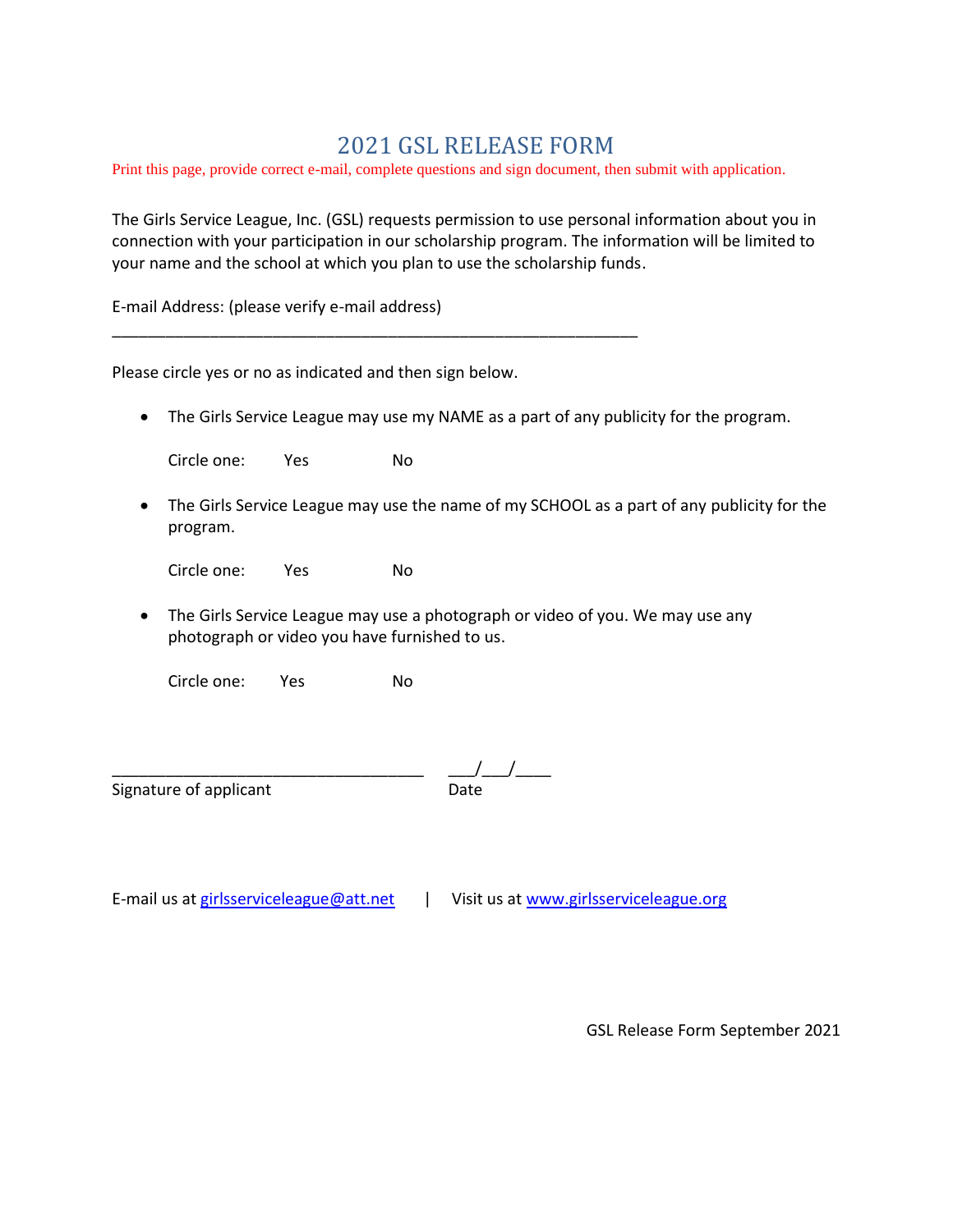# 2021 GSL RELEASE FORM

Print this page, provide correct e-mail, complete questions and sign document, then submit with application.

The Girls Service League, Inc. (GSL) requests permission to use personal information about you in connection with your participation in our scholarship program. The information will be limited to your name and the school at which you plan to use the scholarship funds.

E-mail Address: (please verify e-mail address)

______________________________________________________________

Please circle yes or no as indicated and then sign below.

- The Girls Service League may use my NAME as a part of any publicity for the program.

  Circle one: Yes No

- The Girls Service League may use the name of my SCHOOL as a part of any publicity for the program.

  Circle one: Yes No

- The Girls Service League may use a photograph or video of you. We may use any photograph or video you have furnished to us.

  Circle one: Yes No

____________________________________ ___/___/____

Signature of applicant Date

E-mail us at girlsserviceleague@att.net | Visit us at www.girlsserviceleague.org

GSL Release Form September 2021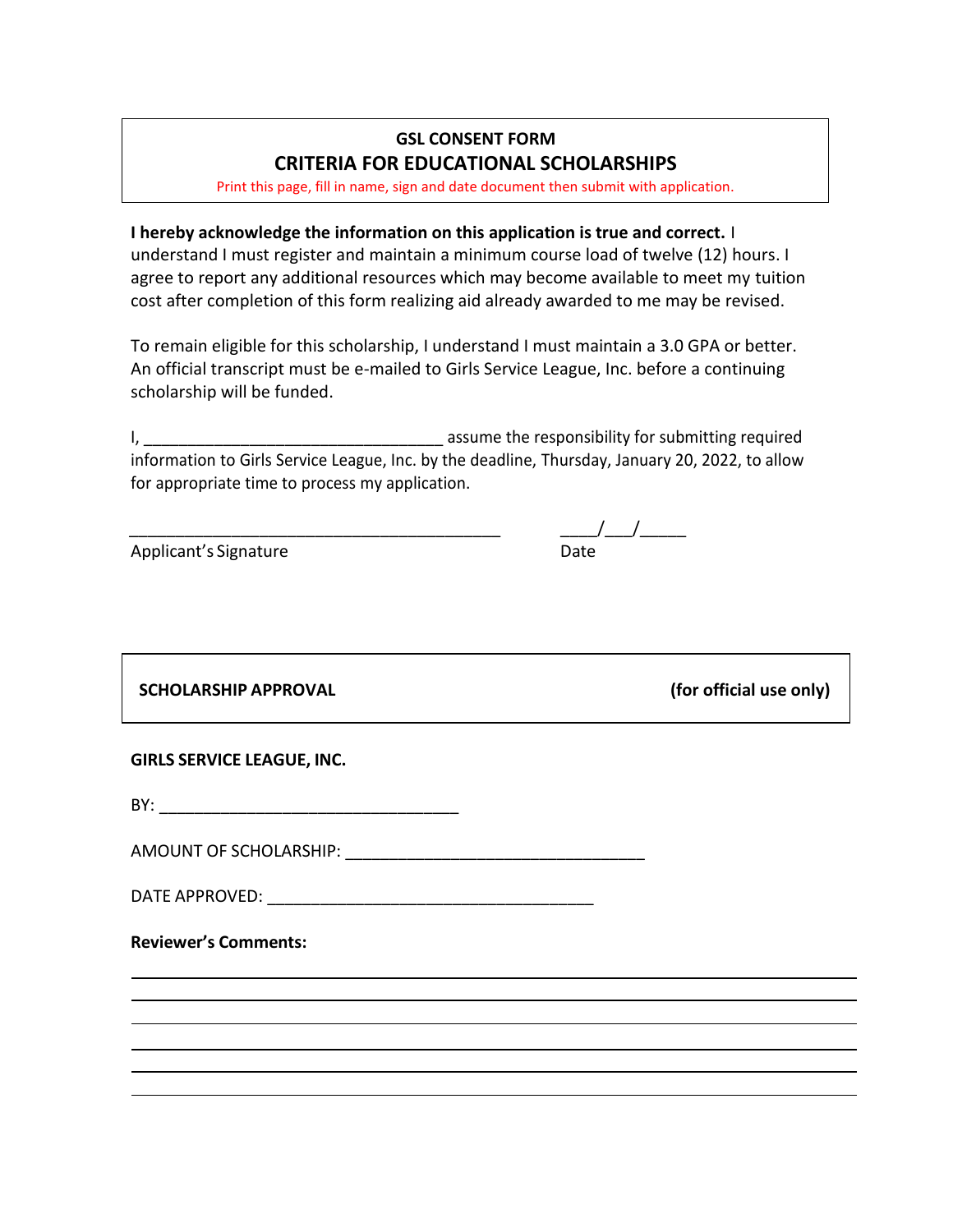## GSL CONSENT FORM

## CRITERIA FOR EDUCATIONAL SCHOLARSHIPS

Print this page, fill in name, sign and date document then submit with application.

**I hereby acknowledge the information on this application is true and correct.** I understand I must register and maintain a minimum course load of twelve (12) hours. I agree to report any additional resources which may become available to meet my tuition cost after completion of this form realizing aid already awarded to me may be revised.

To remain eligible for this scholarship, I understand I must maintain a 3.0 GPA or better. An official transcript must be e-mailed to Girls Service League, Inc. before a continuing scholarship will be funded.

I, _________________________________ assume the responsibility for submitting required information to Girls Service League, Inc. by the deadline, Thursday, January 20, 2022, to allow for appropriate time to process my application.

_________________________________________ ____/___/_____

Applicant's Signature Date

**SCHOLARSHIP APPROVAL** **(for official use only)**

**GIRLS SERVICE LEAGUE, INC.**

BY: _________________________________

AMOUNT OF SCHOLARSHIP: _________________________________

DATE APPROVED: ___________________________________

**Reviewer's Comments:**

____________________________________________________________________________

____________________________________________________________________________

____________________________________________________________________________

____________________________________________________________________________

____________________________________________________________________________

____________________________________________________________________________